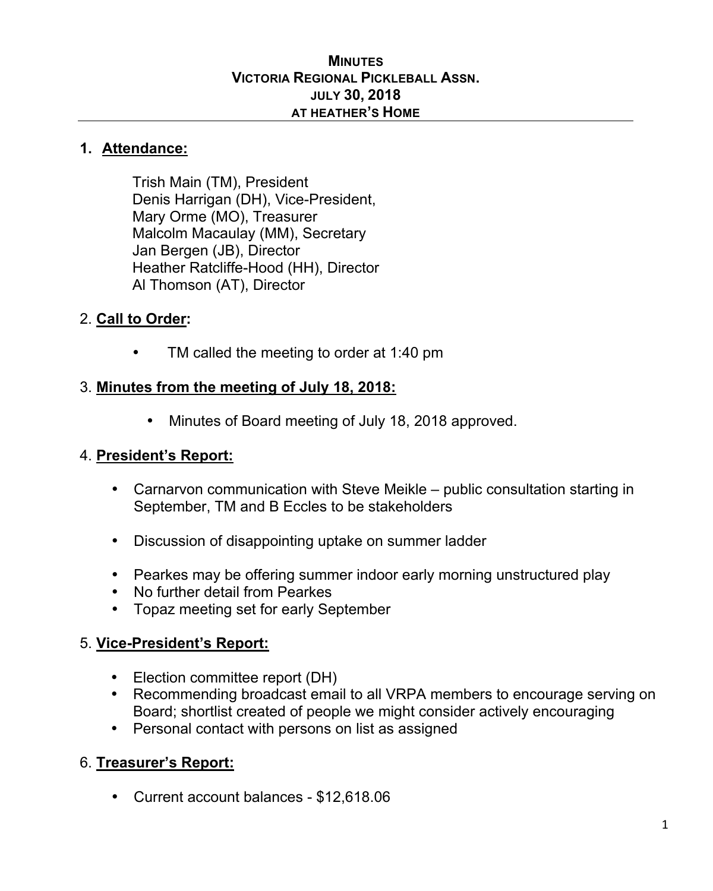# MINUTES
## VICTORIA REGIONAL PICKLEBALL ASSN.
### JULY 30, 2018
### AT HEATHER'S HOME

1. **Attendance:**

   Trish Main (TM), President
   Denis Harrigan (DH), Vice-President,
   Mary Orme (MO), Treasurer
   Malcolm Macaulay (MM), Secretary
   Jan Bergen (JB), Director
   Heather Ratcliffe-Hood (HH), Director
   Al Thomson (AT), Director

2. **Call to Order:**

   - TM called the meeting to order at 1:40 pm

3. **Minutes from the meeting of July 18, 2018:**

   - Minutes of Board meeting of July 18, 2018 approved.

4. **President's Report:**

   - Carnarvon communication with Steve Meikle – public consultation starting in September, TM and B Eccles to be stakeholders

   - Discussion of disappointing uptake on summer ladder

   - Pearkes may be offering summer indoor early morning unstructured play
   - No further detail from Pearkes
   - Topaz meeting set for early September

5. **Vice-President's Report:**

   - Election committee report (DH)
   - Recommending broadcast email to all VRPA members to encourage serving on Board; shortlist created of people we might consider actively encouraging
   - Personal contact with persons on list as assigned

6. **Treasurer's Report:**

   - Current account balances - $12,618.06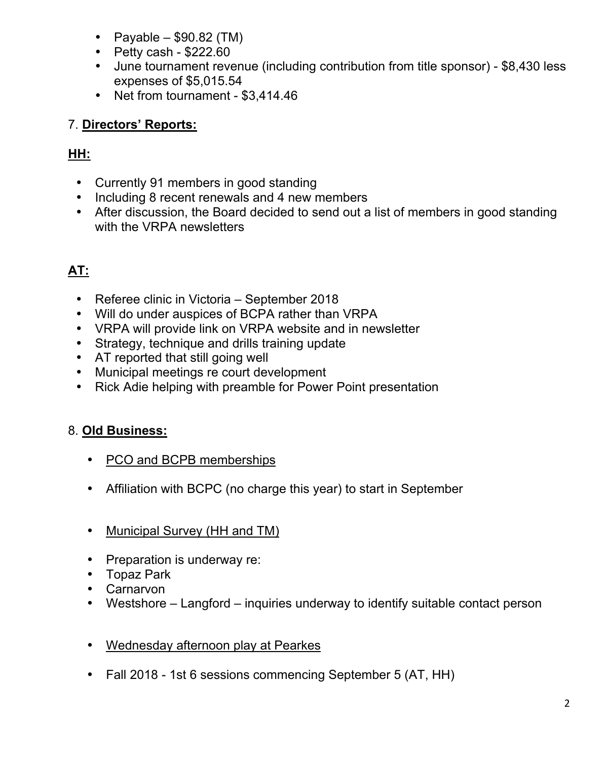- Payable – $90.82 (TM)
- Petty cash - $222.60
- June tournament revenue (including contribution from title sponsor) - $8,430 less expenses of $5,015.54
- Net from tournament - $3,414.46

7. **Directors' Reports:**

**HH:**

- Currently 91 members in good standing
- Including 8 recent renewals and 4 new members
- After discussion, the Board decided to send out a list of members in good standing with the VRPA newsletters

**AT:**

- Referee clinic in Victoria – September 2018
- Will do under auspices of BCPA rather than VRPA
- VRPA will provide link on VRPA website and in newsletter
- Strategy, technique and drills training update
- AT reported that still going well
- Municipal meetings re court development
- Rick Adie helping with preamble for Power Point presentation

8. **Old Business:**

- PCO and BCPB memberships
- Affiliation with BCPC (no charge this year) to start in September

- Municipal Survey (HH and TM)
- Preparation is underway re:
- Topaz Park
- Carnarvon
- Westshore – Langford – inquiries underway to identify suitable contact person

- Wednesday afternoon play at Pearkes
- Fall 2018 - 1st 6 sessions commencing September 5 (AT, HH)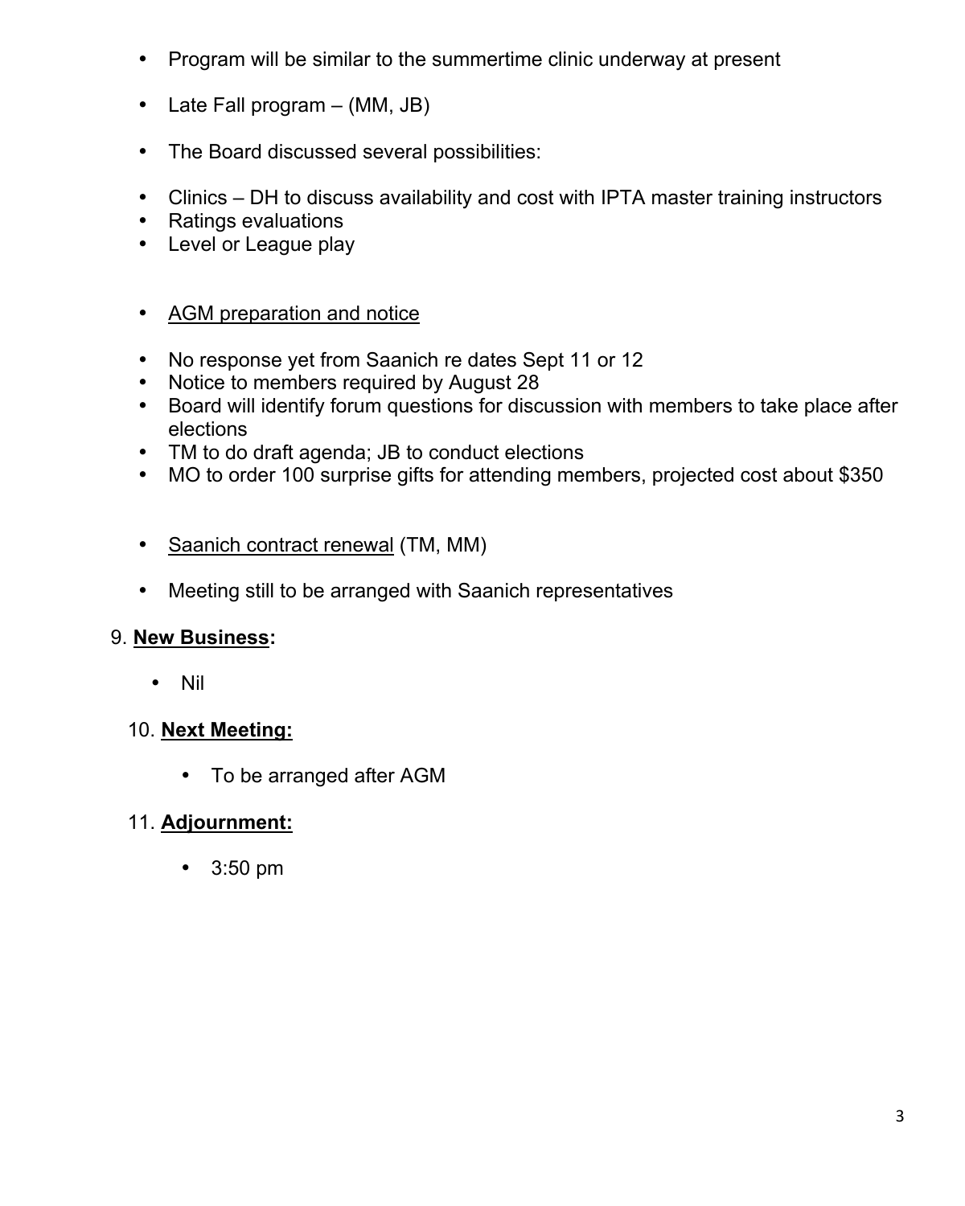- Program will be similar to the summertime clinic underway at present

- Late Fall program – (MM, JB)

- The Board discussed several possibilities:

- Clinics – DH to discuss availability and cost with IPTA master training instructors
- Ratings evaluations
- Level or League play

- <u>AGM preparation and notice</u>

- No response yet from Saanich re dates Sept 11 or 12
- Notice to members required by August 28
- Board will identify forum questions for discussion with members to take place after elections
- TM to do draft agenda; JB to conduct elections
- MO to order 100 surprise gifts for attending members, projected cost about $350

- <u>Saanich contract renewal</u> (TM, MM)

- Meeting still to be arranged with Saanich representatives

9. **<u>New Business</u>:**

    - Nil

10. **<u>Next Meeting:</u>**

    - To be arranged after AGM

11. **<u>Adjournment:</u>**

    - 3:50 pm